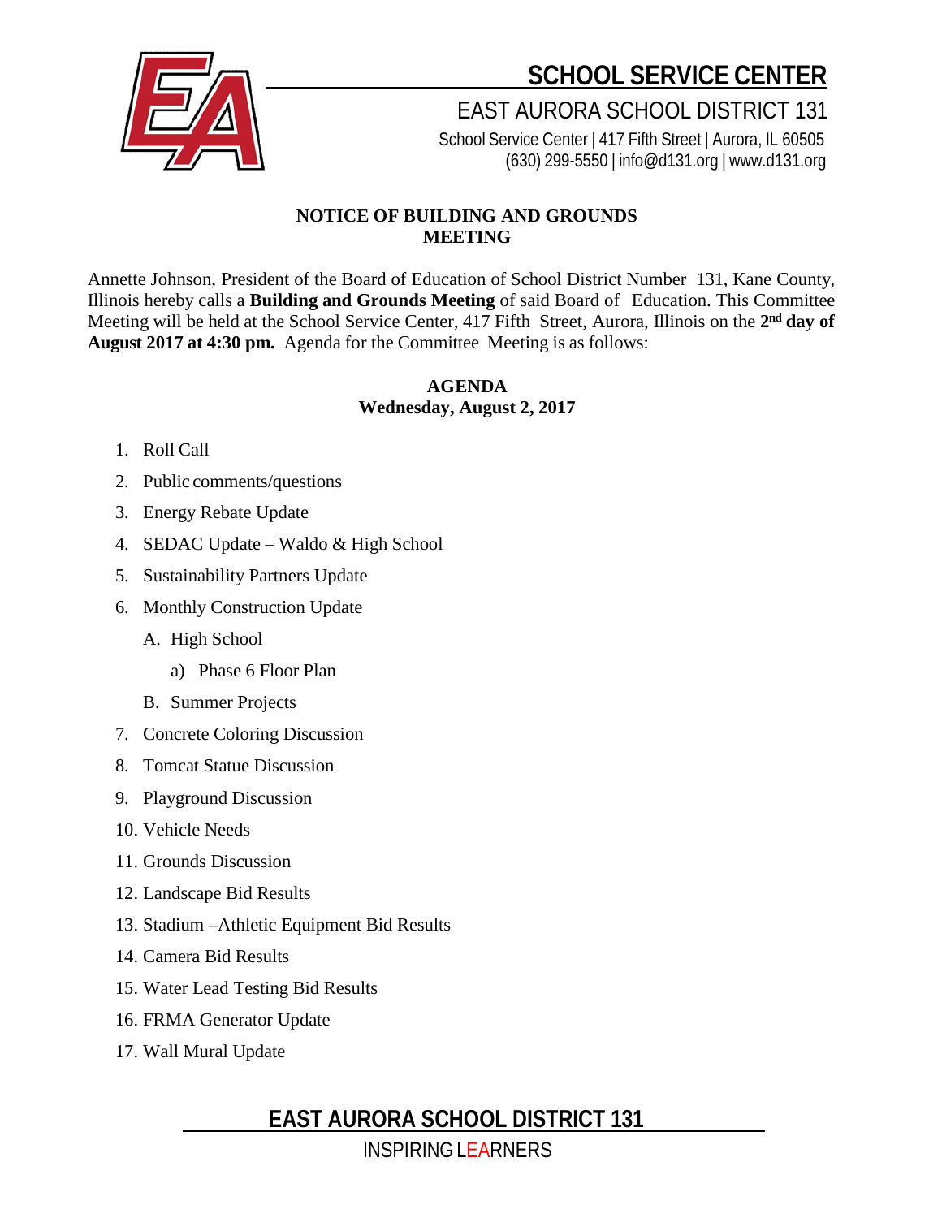# SCHOOL SERVICE CENTER

EAST AURORA SCHOOL DISTRICT 131

School Service Center | 417 Fifth Street | Aurora, IL 60505
(630) 299-5550 | info@d131.org | www.d131.org

## NOTICE OF BUILDING AND GROUNDS MEETING

Annette Johnson, President of the Board of Education of School District Number 131, Kane County, Illinois hereby calls a **Building and Grounds Meeting** of said Board of Education. This Committee Meeting will be held at the School Service Center, 417 Fifth Street, Aurora, Illinois on the **2nd day of August 2017 at 4:30 pm.** Agenda for the Committee Meeting is as follows:

## AGENDA
**Wednesday, August 2, 2017**

1. Roll Call
2. Public comments/questions
3. Energy Rebate Update
4. SEDAC Update – Waldo & High School
5. Sustainability Partners Update
6. Monthly Construction Update
   A. High School
      a) Phase 6 Floor Plan
   B. Summer Projects
7. Concrete Coloring Discussion
8. Tomcat Statue Discussion
9. Playground Discussion
10. Vehicle Needs
11. Grounds Discussion
12. Landscape Bid Results
13. Stadium –Athletic Equipment Bid Results
14. Camera Bid Results
15. Water Lead Testing Bid Results
16. FRMA Generator Update
17. Wall Mural Update

**EAST AURORA SCHOOL DISTRICT 131**

INSPIRING LEARNERS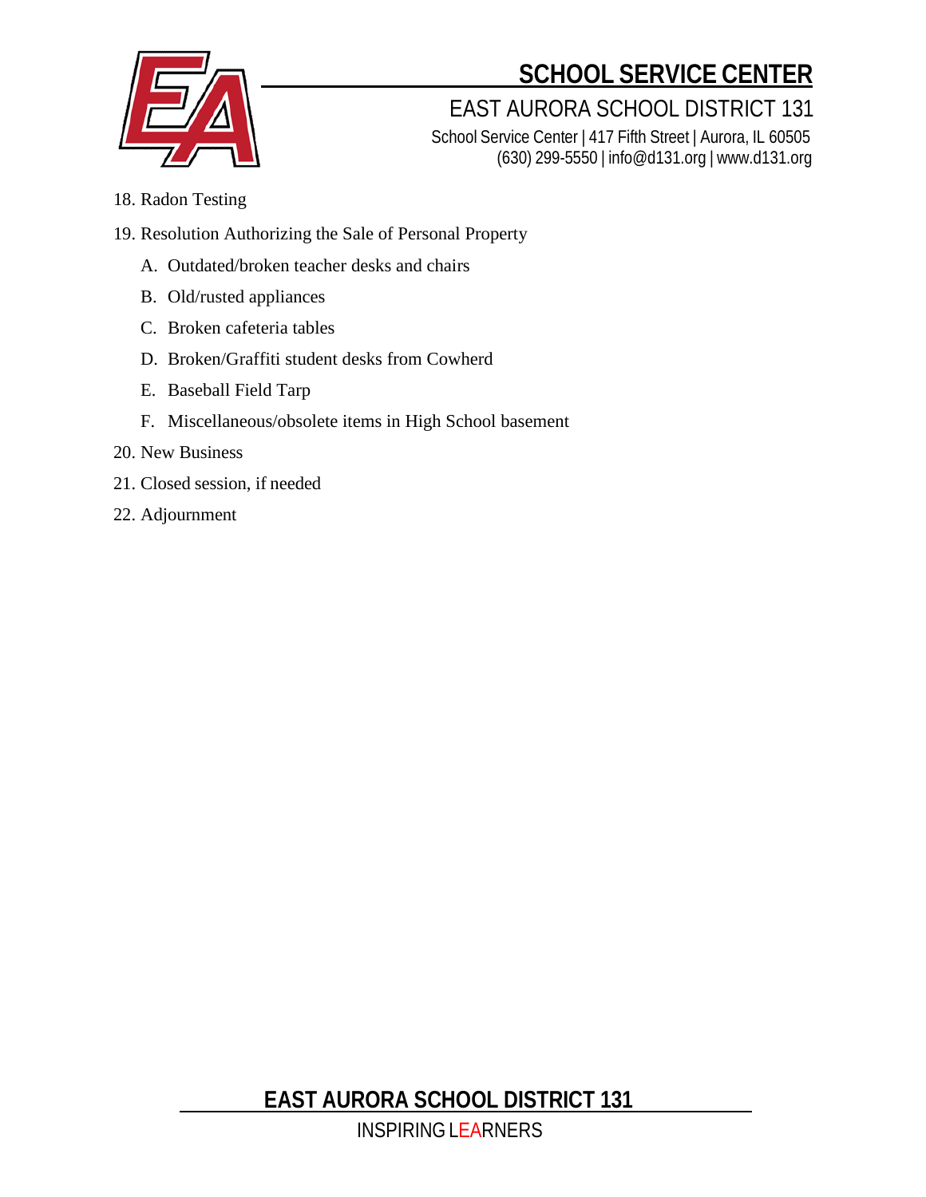18. Radon Testing
19. Resolution Authorizing the Sale of Personal Property
    A. Outdated/broken teacher desks and chairs
    B. Old/rusted appliances
    C. Broken cafeteria tables
    D. Broken/Graffiti student desks from Cowherd
    E. Baseball Field Tarp
    F. Miscellaneous/obsolete items in High School basement
20. New Business
21. Closed session, if needed
22. Adjournment